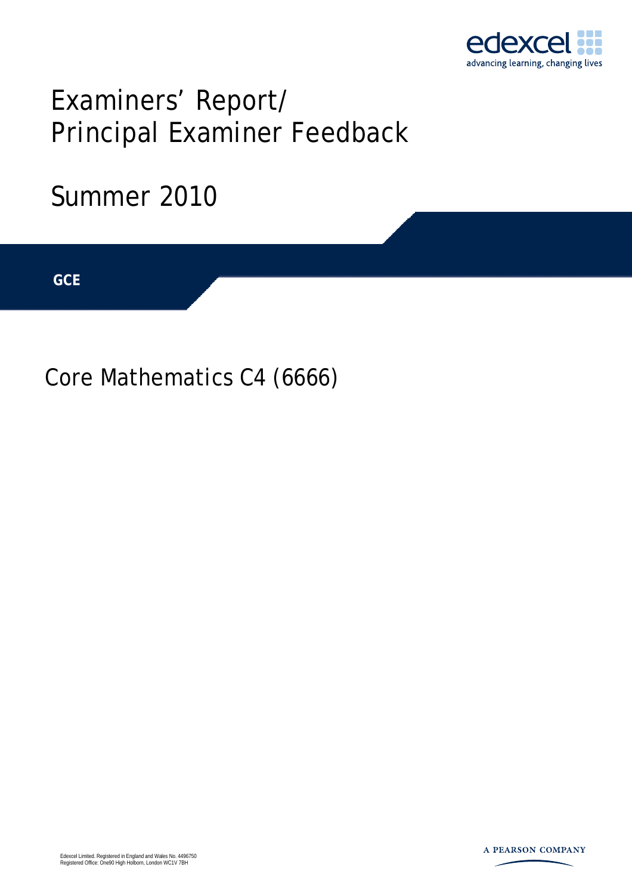# Examiners' Report/ Principal Examiner Feedback

## Summer 2010

**GCE**

## Core Mathematics C4 (6666)

Edexcel Limited. Registered in England and Wales No. 4496750
Registered Office: One90 High Holborn, London WC1V 7BH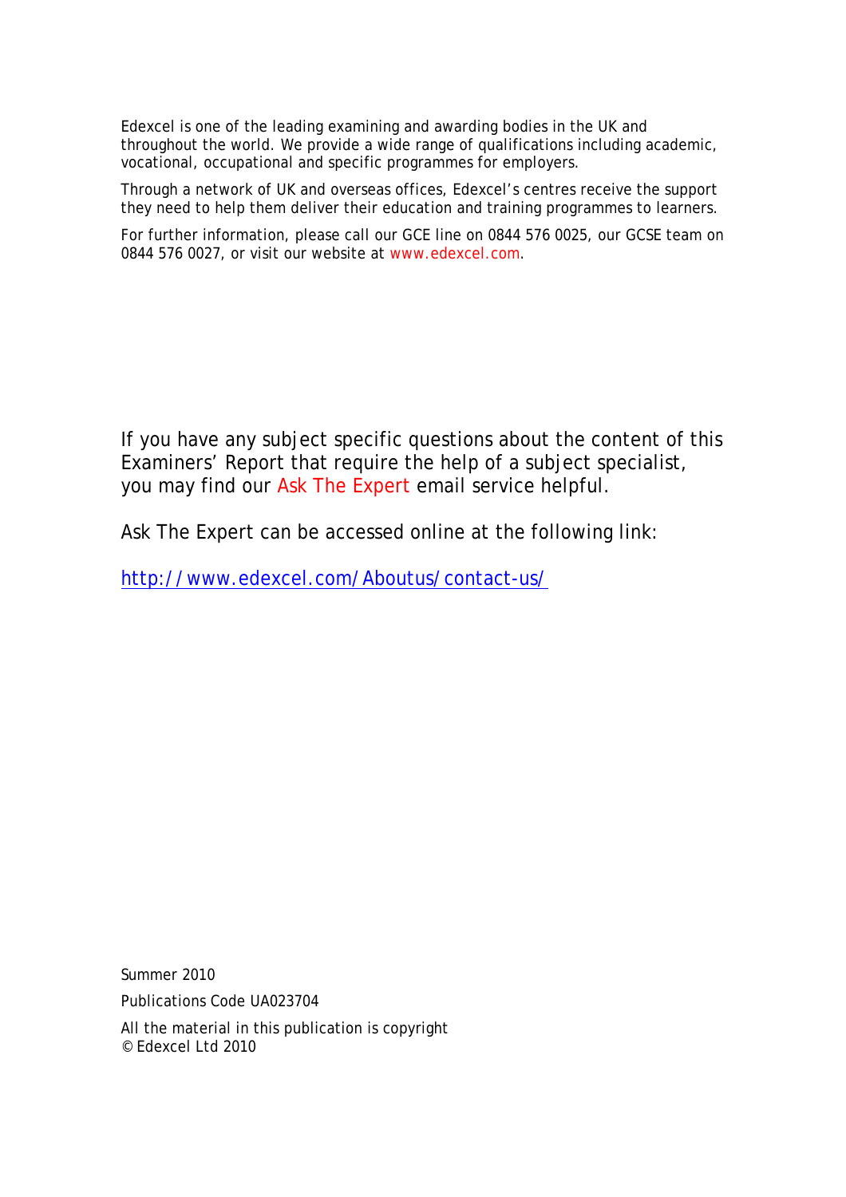Edexcel is one of the leading examining and awarding bodies in the UK and throughout the world. We provide a wide range of qualifications including academic, vocational, occupational and specific programmes for employers.

Through a network of UK and overseas offices, Edexcel's centres receive the support they need to help them deliver their education and training programmes to learners.

For further information, please call our GCE line on 0844 576 0025, our GCSE team on 0844 576 0027, or visit our website at www.edexcel.com.

If you have any subject specific questions about the content of this Examiners' Report that require the help of a subject specialist, you may find our Ask The Expert email service helpful.

Ask The Expert can be accessed online at the following link:

http://www.edexcel.com/Aboutus/contact-us/

Summer 2010

Publications Code UA023704

All the material in this publication is copyright
© Edexcel Ltd 2010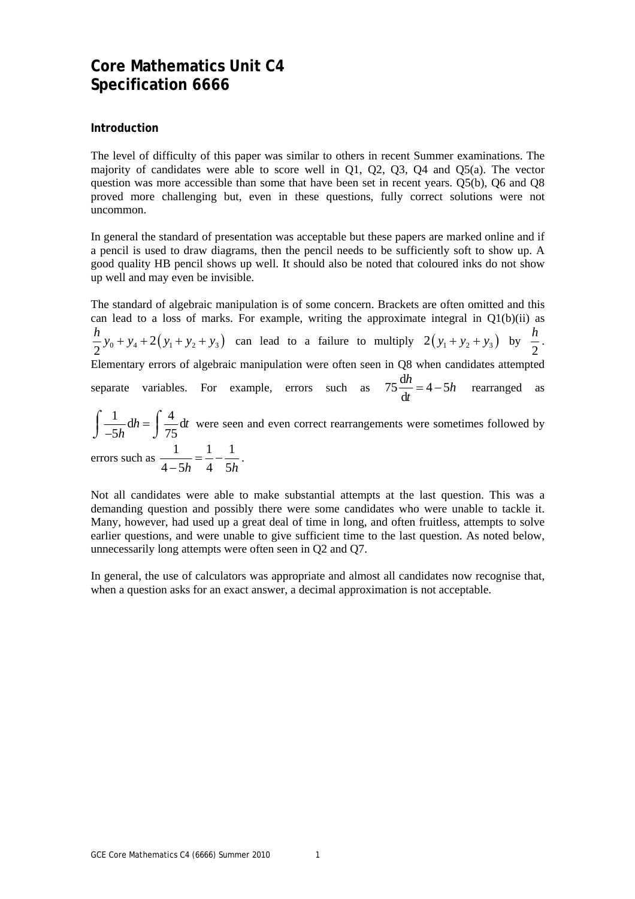# Core Mathematics Unit C4
# Specification 6666

### Introduction

The level of difficulty of this paper was similar to others in recent Summer examinations. The majority of candidates were able to score well in Q1, Q2, Q3, Q4 and Q5(a). The vector question was more accessible than some that have been set in recent years. Q5(b), Q6 and Q8 proved more challenging but, even in these questions, fully correct solutions were not uncommon.

In general the standard of presentation was acceptable but these papers are marked online and if a pencil is used to draw diagrams, then the pencil needs to be sufficiently soft to show up. A good quality HB pencil shows up well. It should also be noted that coloured inks do not show up well and may even be invisible.

The standard of algebraic manipulation is of some concern. Brackets are often omitted and this can lead to a loss of marks. For example, writing the approximate integral in Q1(b)(ii) as $\frac{h}{2}y_0 + y_4 + 2(y_1 + y_2 + y_3)$ can lead to a failure to multiply $2(y_1 + y_2 + y_3)$ by $\frac{h}{2}$. Elementary errors of algebraic manipulation were often seen in Q8 when candidates attempted separate variables. For example, errors such as $75\frac{\mathrm{d}h}{\mathrm{d}t} = 4 - 5h$ rearranged as $\int \frac{1}{-5h}\,\mathrm{d}h = \int \frac{4}{75}\,\mathrm{d}t$ were seen and even correct rearrangements were sometimes followed by errors such as $\frac{1}{4-5h} = \frac{1}{4} - \frac{1}{5h}$.

Not all candidates were able to make substantial attempts at the last question. This was a demanding question and possibly there were some candidates who were unable to tackle it. Many, however, had used up a great deal of time in long, and often fruitless, attempts to solve earlier questions, and were unable to give sufficient time to the last question. As noted below, unnecessarily long attempts were often seen in Q2 and Q7.

In general, the use of calculators was appropriate and almost all candidates now recognise that, when a question asks for an exact answer, a decimal approximation is not acceptable.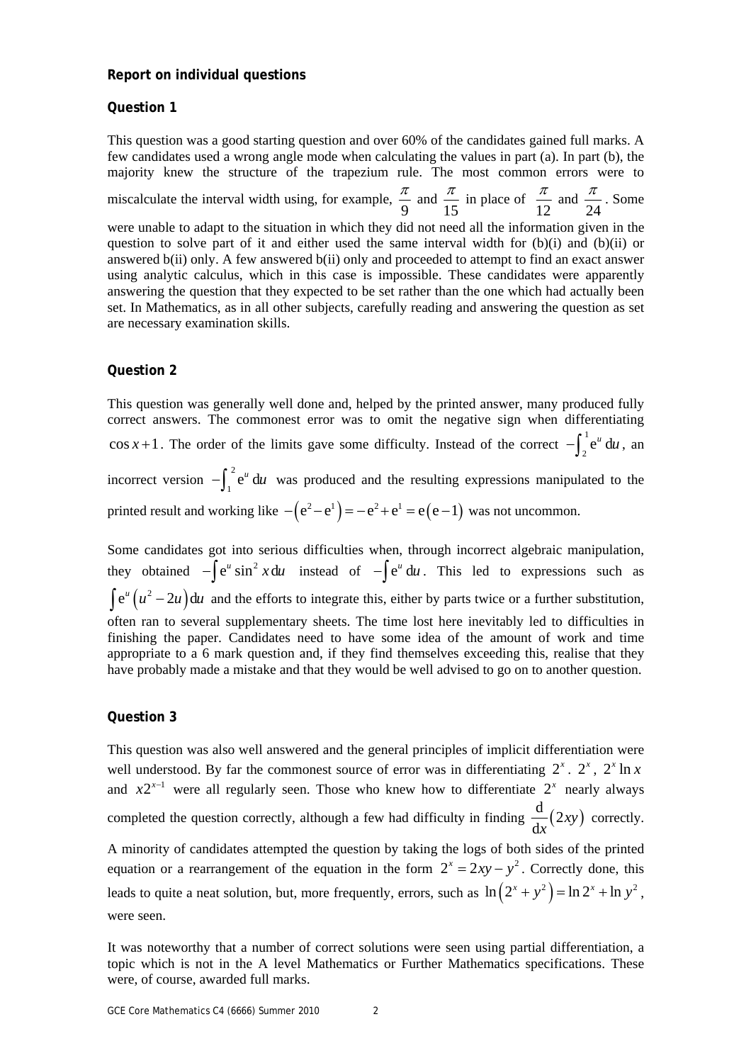**Report on individual questions**

**Question 1**

This question was a good starting question and over 60% of the candidates gained full marks. A few candidates used a wrong angle mode when calculating the values in part (a). In part (b), the majority knew the structure of the trapezium rule. The most common errors were to miscalculate the interval width using, for example, $\frac{\pi}{9}$ and $\frac{\pi}{15}$ in place of $\frac{\pi}{12}$ and $\frac{\pi}{24}$. Some were unable to adapt to the situation in which they did not need all the information given in the question to solve part of it and either used the same interval width for (b)(i) and (b)(ii) or answered b(ii) only. A few answered b(ii) only and proceeded to attempt to find an exact answer using analytic calculus, which in this case is impossible. These candidates were apparently answering the question that they expected to be set rather than the one which had actually been set. In Mathematics, as in all other subjects, carefully reading and answering the question as set are necessary examination skills.

**Question 2**

This question was generally well done and, helped by the printed answer, many produced fully correct answers. The commonest error was to omit the negative sign when differentiating $\cos x + 1$. The order of the limits gave some difficulty. Instead of the correct $-\int_2^1 \mathrm{e}^u \,\mathrm{d}u$, an incorrect version $-\int_1^2 \mathrm{e}^u \,\mathrm{d}u$ was produced and the resulting expressions manipulated to the printed result and working like $-\left(\mathrm{e}^2 - \mathrm{e}^1\right) = -\mathrm{e}^2 + \mathrm{e}^1 = \mathrm{e}\left(\mathrm{e}-1\right)$ was not uncommon.

Some candidates got into serious difficulties when, through incorrect algebraic manipulation, they obtained $-\int \mathrm{e}^u \sin^2 x \,\mathrm{d}u$ instead of $-\int \mathrm{e}^u \,\mathrm{d}u$. This led to expressions such as $\int \mathrm{e}^u \left(u^2 - 2u\right) \mathrm{d}u$ and the efforts to integrate this, either by parts twice or a further substitution, often ran to several supplementary sheets. The time lost here inevitably led to difficulties in finishing the paper. Candidates need to have some idea of the amount of work and time appropriate to a 6 mark question and, if they find themselves exceeding this, realise that they have probably made a mistake and that they would be well advised to go on to another question.

**Question 3**

This question was also well answered and the general principles of implicit differentiation were well understood. By far the commonest source of error was in differentiating $2^x$. $2^x$, $2^x \ln x$ and $x2^{x-1}$ were all regularly seen. Those who knew how to differentiate $2^x$ nearly always completed the question correctly, although a few had difficulty in finding $\frac{\mathrm{d}}{\mathrm{d}x}\left(2xy\right)$ correctly. A minority of candidates attempted the question by taking the logs of both sides of the printed equation or a rearrangement of the equation in the form $2^x = 2xy - y^2$. Correctly done, this leads to quite a neat solution, but, more frequently, errors, such as $\ln\left(2^x + y^2\right) = \ln 2^x + \ln y^2$, were seen.

It was noteworthy that a number of correct solutions were seen using partial differentiation, a topic which is not in the A level Mathematics or Further Mathematics specifications. These were, of course, awarded full marks.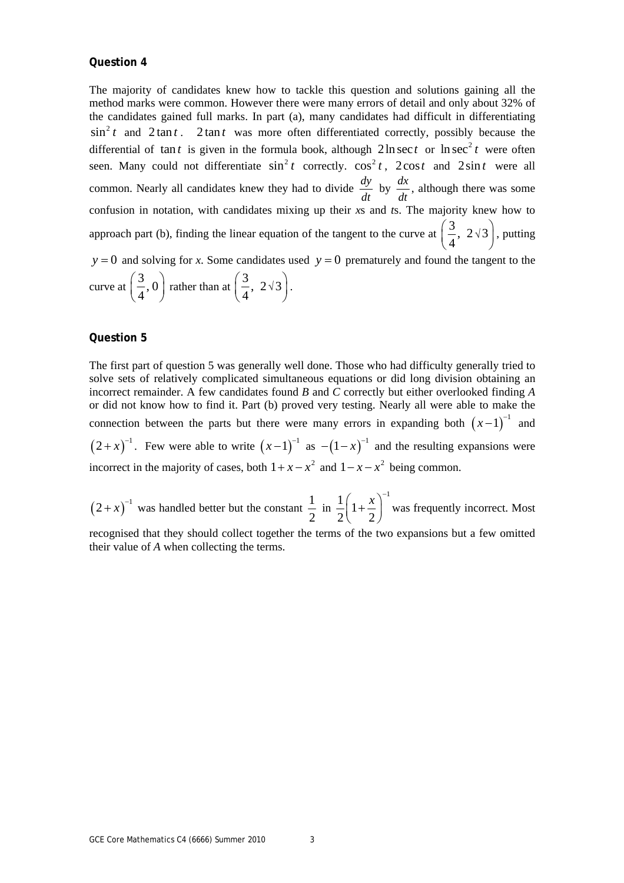### Question 4

The majority of candidates knew how to tackle this question and solutions gaining all the method marks were common. However there were many errors of detail and only about 32% of the candidates gained full marks. In part (a), many candidates had difficult in differentiating $\sin^2 t$ and $2\tan t$. $2\tan t$ was more often differentiated correctly, possibly because the differential of $\tan t$ is given in the formula book, although $2\ln\sec t$ or $\ln\sec^2 t$ were often seen. Many could not differentiate $\sin^2 t$ correctly. $\cos^2 t$, $2\cos t$ and $2\sin t$ were all common. Nearly all candidates knew they had to divide $\frac{dy}{dt}$ by $\frac{dx}{dt}$, although there was some confusion in notation, with candidates mixing up their *x*s and *t*s. The majority knew how to approach part (b), finding the linear equation of the tangent to the curve at $\left(\frac{3}{4},\ 2\sqrt{3}\right)$, putting $y = 0$ and solving for *x*. Some candidates used $y = 0$ prematurely and found the tangent to the curve at $\left(\frac{3}{4}, 0\right)$ rather than at $\left(\frac{3}{4},\ 2\sqrt{3}\right)$.

### Question 5

The first part of question 5 was generally well done. Those who had difficulty generally tried to solve sets of relatively complicated simultaneous equations or did long division obtaining an incorrect remainder. A few candidates found *B* and *C* correctly but either overlooked finding *A* or did not know how to find it. Part (b) proved very testing. Nearly all were able to make the connection between the parts but there were many errors in expanding both $(x-1)^{-1}$ and $(2+x)^{-1}$. Few were able to write $(x-1)^{-1}$ as $-(1-x)^{-1}$ and the resulting expansions were incorrect in the majority of cases, both $1+x-x^2$ and $1-x-x^2$ being common.

$(2+x)^{-1}$ was handled better but the constant $\frac{1}{2}$ in $\frac{1}{2}\left(1+\frac{x}{2}\right)^{-1}$ was frequently incorrect. Most recognised that they should collect together the terms of the two expansions but a few omitted their value of *A* when collecting the terms.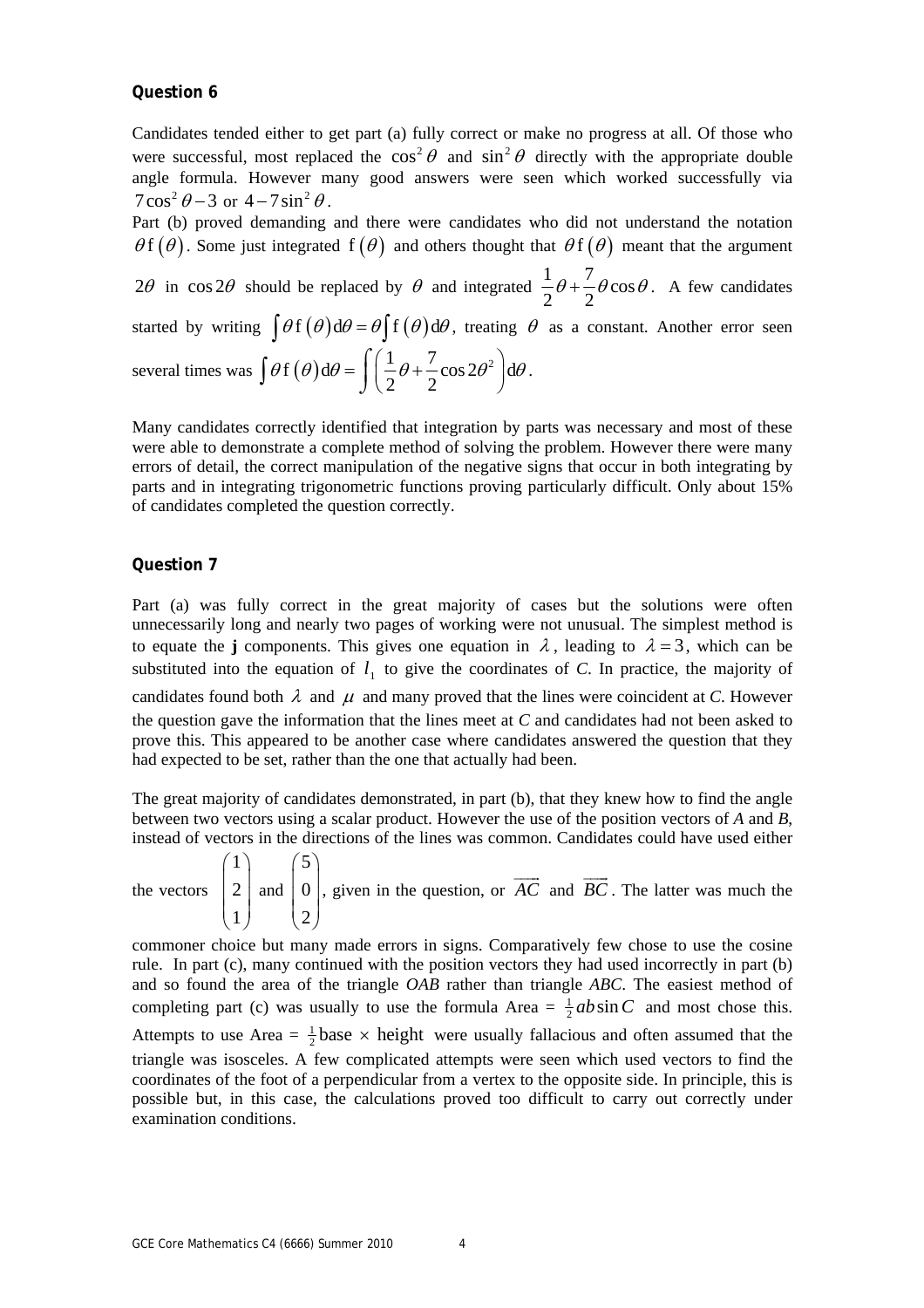### Question 6

Candidates tended either to get part (a) fully correct or make no progress at all. Of those who were successful, most replaced the $\cos^2\theta$ and $\sin^2\theta$ directly with the appropriate double angle formula. However many good answers were seen which worked successfully via $7\cos^2\theta - 3$ or $4 - 7\sin^2\theta$.

Part (b) proved demanding and there were candidates who did not understand the notation $\theta\,\mathrm{f}(\theta)$. Some just integrated $\mathrm{f}(\theta)$ and others thought that $\theta\,\mathrm{f}(\theta)$ meant that the argument $2\theta$ in $\cos 2\theta$ should be replaced by $\theta$ and integrated $\frac{1}{2}\theta + \frac{7}{2}\theta\cos\theta$. A few candidates started by writing $\int \theta\,\mathrm{f}(\theta)\,\mathrm{d}\theta = \theta\int \mathrm{f}(\theta)\,\mathrm{d}\theta$, treating $\theta$ as a constant. Another error seen several times was $\int \theta\,\mathrm{f}(\theta)\,\mathrm{d}\theta = \int\left(\frac{1}{2}\theta + \frac{7}{2}\cos 2\theta^2\right)\mathrm{d}\theta$.

Many candidates correctly identified that integration by parts was necessary and most of these were able to demonstrate a complete method of solving the problem. However there were many errors of detail, the correct manipulation of the negative signs that occur in both integrating by parts and in integrating trigonometric functions proving particularly difficult. Only about 15% of candidates completed the question correctly.

### Question 7

Part (a) was fully correct in the great majority of cases but the solutions were often unnecessarily long and nearly two pages of working were not unusual. The simplest method is to equate the **j** components. This gives one equation in $\lambda$, leading to $\lambda = 3$, which can be substituted into the equation of $l_1$ to give the coordinates of *C*. In practice, the majority of candidates found both $\lambda$ and $\mu$ and many proved that the lines were coincident at *C*. However the question gave the information that the lines meet at *C* and candidates had not been asked to prove this. This appeared to be another case where candidates answered the question that they had expected to be set, rather than the one that actually had been.

The great majority of candidates demonstrated, in part (b), that they knew how to find the angle between two vectors using a scalar product. However the use of the position vectors of *A* and *B*, instead of vectors in the directions of the lines was common. Candidates could have used either the vectors $\begin{pmatrix}1\\2\\1\end{pmatrix}$ and $\begin{pmatrix}5\\0\\2\end{pmatrix}$, given in the question, or $\overrightarrow{AC}$ and $\overrightarrow{BC}$. The latter was much the commoner choice but many made errors in signs. Comparatively few chose to use the cosine rule. In part (c), many continued with the position vectors they had used incorrectly in part (b) and so found the area of the triangle *OAB* rather than triangle *ABC*. The easiest method of completing part (c) was usually to use the formula Area = $\frac{1}{2}ab\sin C$ and most chose this. Attempts to use Area = $\frac{1}{2}\text{base} \times \text{height}$ were usually fallacious and often assumed that the triangle was isosceles. A few complicated attempts were seen which used vectors to find the coordinates of the foot of a perpendicular from a vertex to the opposite side. In principle, this is possible but, in this case, the calculations proved too difficult to carry out correctly under examination conditions.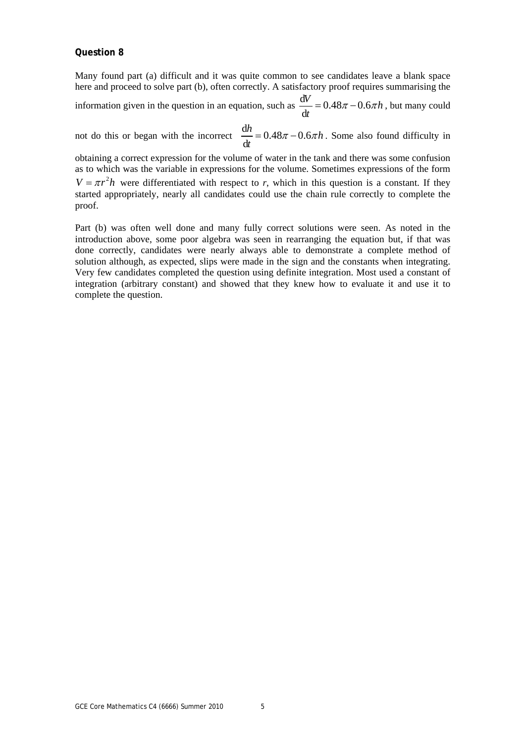**Question 8**

Many found part (a) difficult and it was quite common to see candidates leave a blank space here and proceed to solve part (b), often correctly. A satisfactory proof requires summarising the information given in the question in an equation, such as $\frac{\mathrm{d}V}{\mathrm{d}t} = 0.48\pi - 0.6\pi h$, but many could not do this or began with the incorrect $\frac{\mathrm{d}h}{\mathrm{d}t} = 0.48\pi - 0.6\pi h$. Some also found difficulty in obtaining a correct expression for the volume of water in the tank and there was some confusion as to which was the variable in expressions for the volume. Sometimes expressions of the form $V = \pi r^2 h$ were differentiated with respect to $r$, which in this question is a constant. If they started appropriately, nearly all candidates could use the chain rule correctly to complete the proof.

Part (b) was often well done and many fully correct solutions were seen. As noted in the introduction above, some poor algebra was seen in rearranging the equation but, if that was done correctly, candidates were nearly always able to demonstrate a complete method of solution although, as expected, slips were made in the sign and the constants when integrating. Very few candidates completed the question using definite integration. Most used a constant of integration (arbitrary constant) and showed that they knew how to evaluate it and use it to complete the question.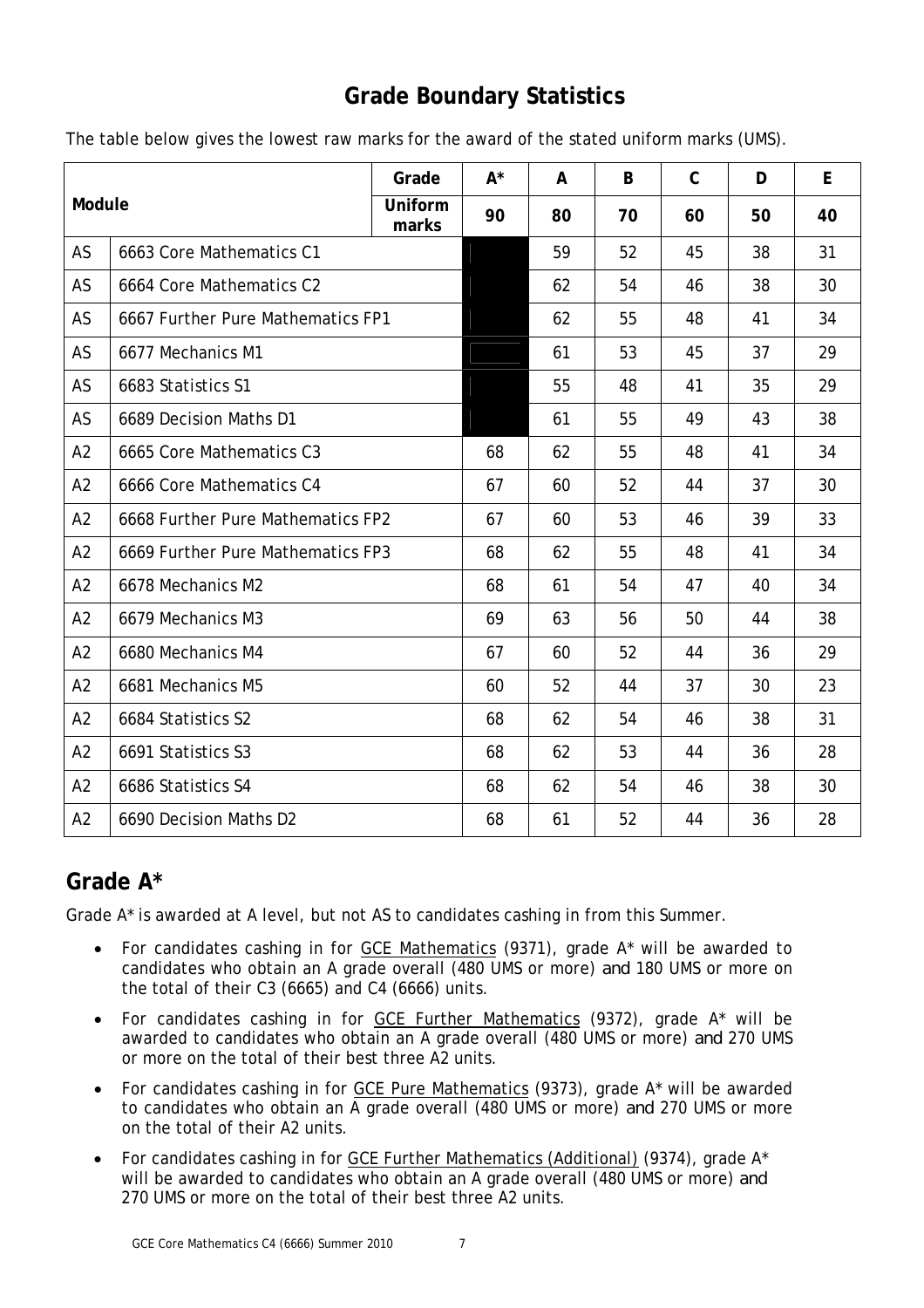## Grade Boundary Statistics

The table below gives the lowest raw marks for the award of the stated uniform marks (UMS).

| Module | | Grade | A* | A | B | C | D | E |
|---|---|---|---|---|---|---|---|---|
| | | Uniform marks | 90 | 80 | 70 | 60 | 50 | 40 |
| AS | 6663 Core Mathematics C1 | | | 59 | 52 | 45 | 38 | 31 |
| AS | 6664 Core Mathematics C2 | | | 62 | 54 | 46 | 38 | 30 |
| AS | 6667 Further Pure Mathematics FP1 | | | 62 | 55 | 48 | 41 | 34 |
| AS | 6677 Mechanics M1 | | | 61 | 53 | 45 | 37 | 29 |
| AS | 6683 Statistics S1 | | | 55 | 48 | 41 | 35 | 29 |
| AS | 6689 Decision Maths D1 | | | 61 | 55 | 49 | 43 | 38 |
| A2 | 6665 Core Mathematics C3 | | 68 | 62 | 55 | 48 | 41 | 34 |
| A2 | 6666 Core Mathematics C4 | | 67 | 60 | 52 | 44 | 37 | 30 |
| A2 | 6668 Further Pure Mathematics FP2 | | 67 | 60 | 53 | 46 | 39 | 33 |
| A2 | 6669 Further Pure Mathematics FP3 | | 68 | 62 | 55 | 48 | 41 | 34 |
| A2 | 6678 Mechanics M2 | | 68 | 61 | 54 | 47 | 40 | 34 |
| A2 | 6679 Mechanics M3 | | 69 | 63 | 56 | 50 | 44 | 38 |
| A2 | 6680 Mechanics M4 | | 67 | 60 | 52 | 44 | 36 | 29 |
| A2 | 6681 Mechanics M5 | | 60 | 52 | 44 | 37 | 30 | 23 |
| A2 | 6684 Statistics S2 | | 68 | 62 | 54 | 46 | 38 | 31 |
| A2 | 6691 Statistics S3 | | 68 | 62 | 53 | 44 | 36 | 28 |
| A2 | 6686 Statistics S4 | | 68 | 62 | 54 | 46 | 38 | 30 |
| A2 | 6690 Decision Maths D2 | | 68 | 61 | 52 | 44 | 36 | 28 |

## Grade A*

Grade A* is awarded at A level, but not AS to candidates cashing in from this Summer.

- For candidates cashing in for GCE Mathematics (9371), grade A* will be awarded to candidates who obtain an A grade overall (480 UMS or more) and 180 UMS or more on the total of their C3 (6665) and C4 (6666) units.
- For candidates cashing in for GCE Further Mathematics (9372), grade A* will be awarded to candidates who obtain an A grade overall (480 UMS or more) and 270 UMS or more on the total of their best three A2 units.
- For candidates cashing in for GCE Pure Mathematics (9373), grade A* will be awarded to candidates who obtain an A grade overall (480 UMS or more) and 270 UMS or more on the total of their A2 units.
- For candidates cashing in for GCE Further Mathematics (Additional) (9374), grade A* will be awarded to candidates who obtain an A grade overall (480 UMS or more) and 270 UMS or more on the total of their best three A2 units.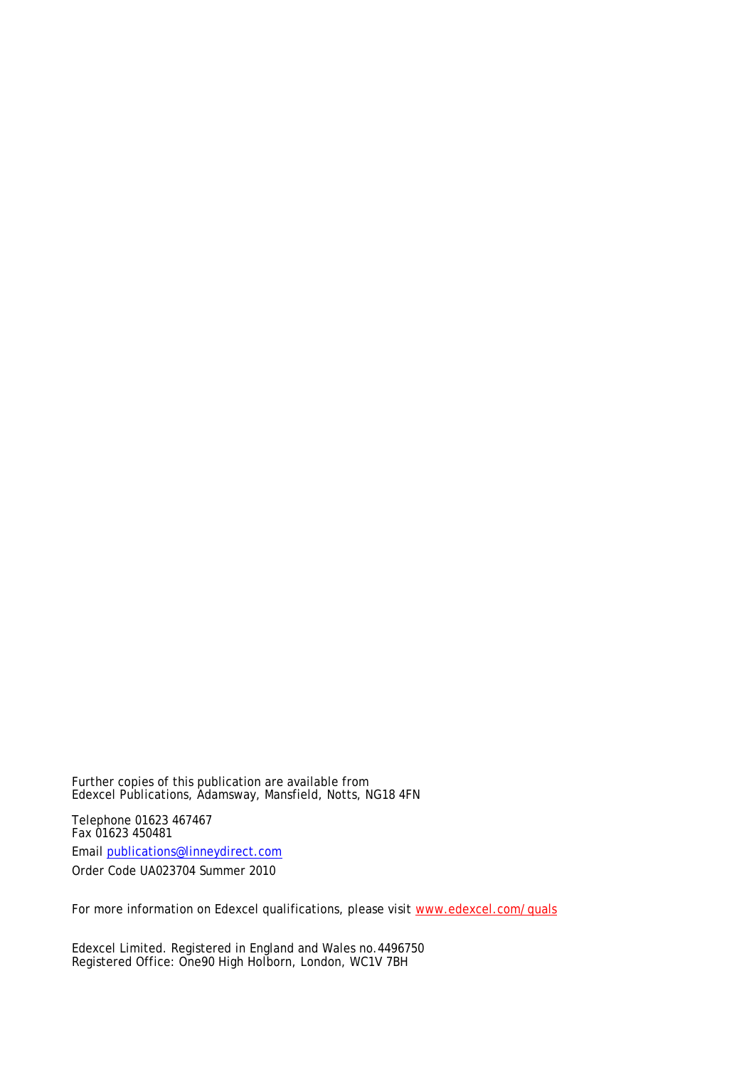Further copies of this publication are available from
Edexcel Publications, Adamsway, Mansfield, Notts, NG18 4FN

Telephone 01623 467467
Fax 01623 450481
Email publications@linneydirect.com
Order Code UA023704 Summer 2010

For more information on Edexcel qualifications, please visit www.edexcel.com/quals

Edexcel Limited. Registered in England and Wales no.4496750
Registered Office: One90 High Holborn, London, WC1V 7BH